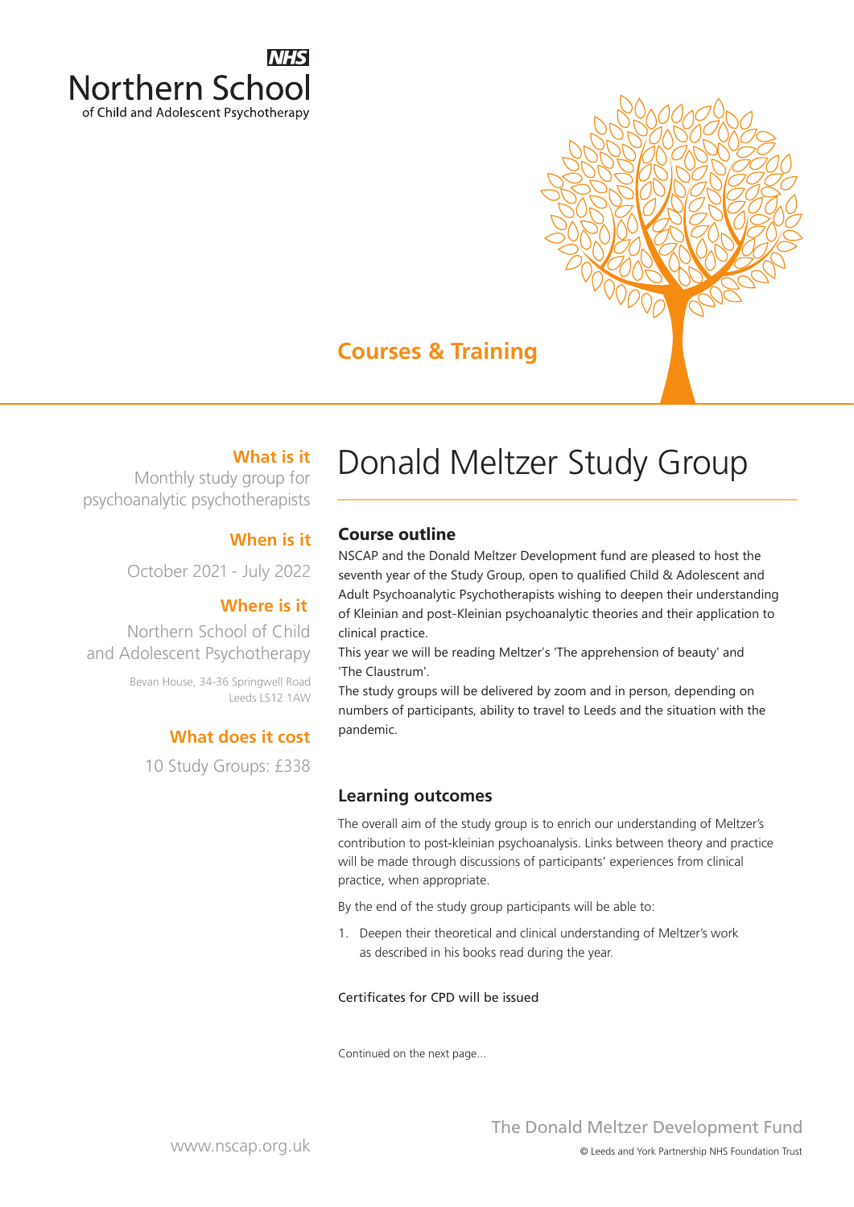**NHS**

Northern School

of Child and Adolescent Psychotherapy

## Courses & Training

**What is it**

Monthly study group for psychoanalytic psychotherapists

**When is it**

October 2021 - July 2022

**Where is it**

Northern School of Child and Adolescent Psychotherapy

Bevan House, 34-36 Springwell Road
Leeds LS12 1AW

**What does it cost**

10 Study Groups: £338

# Donald Meltzer Study Group

## Course outline

NSCAP and the Donald Meltzer Development fund are pleased to host the seventh year of the Study Group, open to qualified Child & Adolescent and Adult Psychoanalytic Psychotherapists wishing to deepen their understanding of Kleinian and post-Kleinian psychoanalytic theories and their application to clinical practice.

This year we will be reading Meltzer's 'The apprehension of beauty' and 'The Claustrum'.

The study groups will be delivered by zoom and in person, depending on numbers of participants, ability to travel to Leeds and the situation with the pandemic.

## Learning outcomes

The overall aim of the study group is to enrich our understanding of Meltzer's contribution to post-kleinian psychoanalysis. Links between theory and practice will be made through discussions of participants' experiences from clinical practice, when appropriate.

By the end of the study group participants will be able to:

1. Deepen their theoretical and clinical understanding of Meltzer's work as described in his books read during the year.

Certificates for CPD will be issued

Continued on the next page...

The Donald Meltzer Development Fund

www.nscap.org.uk

© Leeds and York Partnership NHS Foundation Trust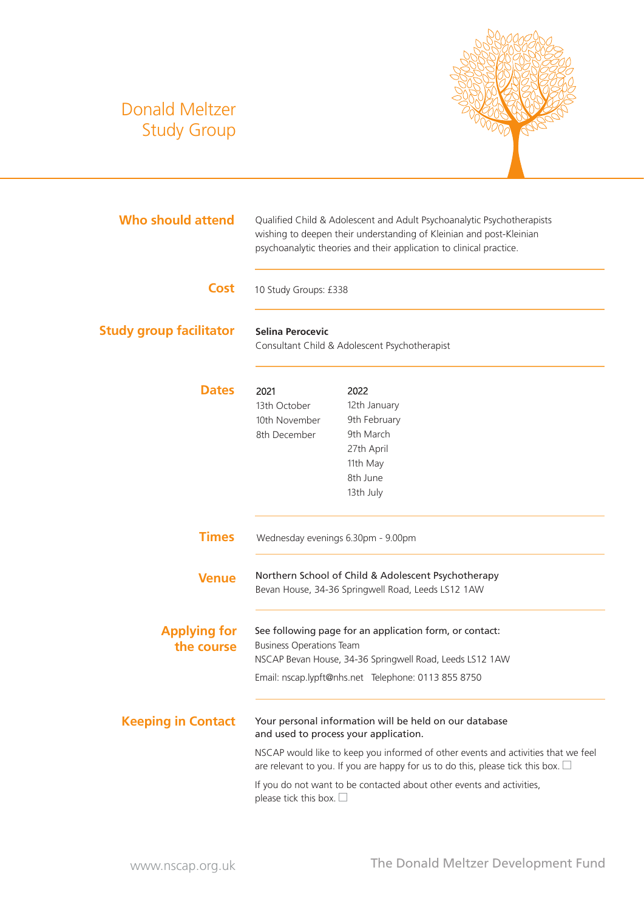# Donald Meltzer Study Group

**Who should attend**

Qualified Child & Adolescent and Adult Psychoanalytic Psychotherapists wishing to deepen their understanding of Kleinian and post-Kleinian psychoanalytic theories and their application to clinical practice.

**Cost**

10 Study Groups: £338

**Study group facilitator**

**Selina Perocevic**
Consultant Child & Adolescent Psychotherapist

**Dates**

| 2021 | 2022 |
|---|---|
| 13th October | 12th January |
| 10th November | 9th February |
| 8th December | 9th March |
| | 27th April |
| | 11th May |
| | 8th June |
| | 13th July |

**Times**

Wednesday evenings 6.30pm - 9.00pm

**Venue**

Northern School of Child & Adolescent Psychotherapy
Bevan House, 34-36 Springwell Road, Leeds LS12 1AW

**Applying for the course**

See following page for an application form, or contact:
Business Operations Team
NSCAP Bevan House, 34-36 Springwell Road, Leeds LS12 1AW
Email: nscap.lypft@nhs.net Telephone: 0113 855 8750

**Keeping in Contact**

Your personal information will be held on our database and used to process your application.

NSCAP would like to keep you informed of other events and activities that we feel are relevant to you. If you are happy for us to do this, please tick this box. ☐

If you do not want to be contacted about other events and activities, please tick this box. ☐

www.nscap.org.uk

The Donald Meltzer Development Fund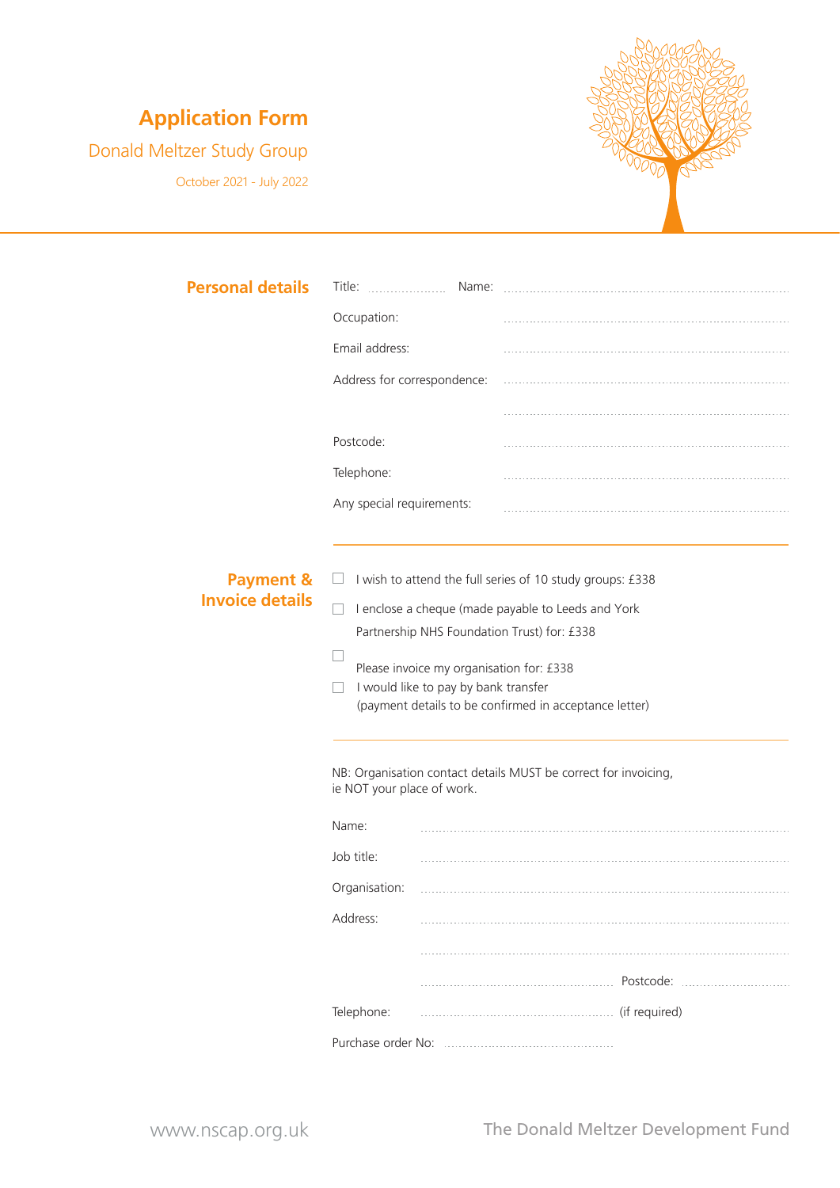# Application Form

## Donald Meltzer Study Group

October 2021 - July 2022

## Personal details

Title: .................... Name: ........................................................................................

Occupation: ........................................................................................

Email address: ........................................................................................

Address for correspondence: ........................................................................................

........................................................................................

Postcode: ........................................................................................

Telephone: ........................................................................................

Any special requirements: ........................................................................................

## Payment & Invoice details

- ☐ I wish to attend the full series of 10 study groups: £338
- ☐ I enclose a cheque (made payable to Leeds and York Partnership NHS Foundation Trust) for: £338
- ☐ Please invoice my organisation for: £338
- ☐ I would like to pay by bank transfer (payment details to be confirmed in acceptance letter)

NB: Organisation contact details MUST be correct for invoicing, ie NOT your place of work.

Name: ........................................................................................

Job title: ........................................................................................

Organisation: ........................................................................................

Address: ........................................................................................

........................................................................................

.................................................. Postcode: ..............................

Telephone: .................................................. (if required)

Purchase order No: ..............................................

www.nscap.org.uk

The Donald Meltzer Development Fund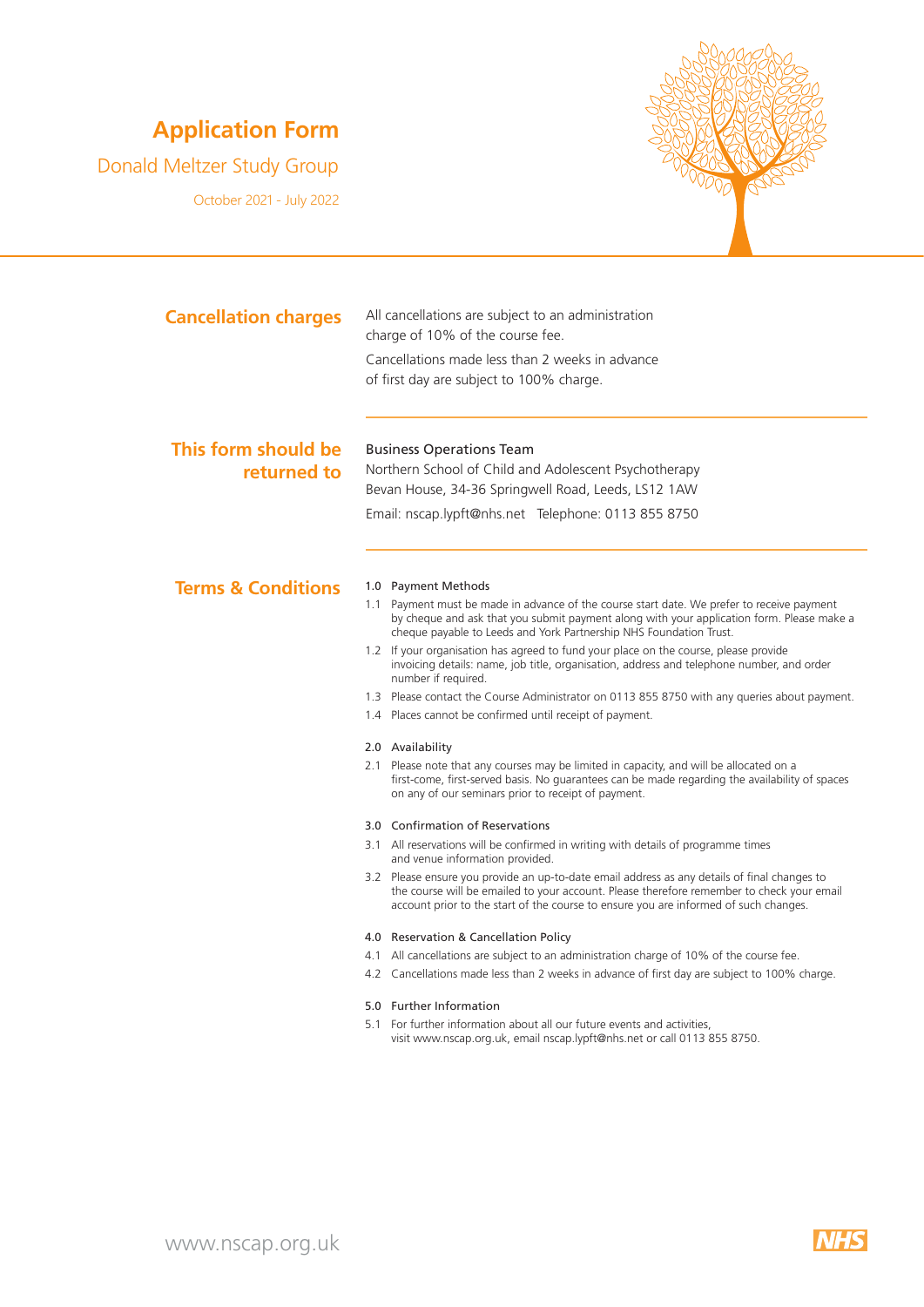# Application Form

Donald Meltzer Study Group

October 2021 - July 2022

## Cancellation charges

All cancellations are subject to an administration charge of 10% of the course fee.

Cancellations made less than 2 weeks in advance of first day are subject to 100% charge.

## This form should be returned to

Business Operations Team
Northern School of Child and Adolescent Psychotherapy
Bevan House, 34-36 Springwell Road, Leeds, LS12 1AW
Email: nscap.lypft@nhs.net Telephone: 0113 855 8750

## Terms & Conditions

1.0 Payment Methods

1.1 Payment must be made in advance of the course start date. We prefer to receive payment by cheque and ask that you submit payment along with your application form. Please make a cheque payable to Leeds and York Partnership NHS Foundation Trust.

1.2 If your organisation has agreed to fund your place on the course, please provide invoicing details: name, job title, organisation, address and telephone number, and order number if required.

1.3 Please contact the Course Administrator on 0113 855 8750 with any queries about payment.

1.4 Places cannot be confirmed until receipt of payment.

2.0 Availability

2.1 Please note that any courses may be limited in capacity, and will be allocated on a first-come, first-served basis. No guarantees can be made regarding the availability of spaces on any of our seminars prior to receipt of payment.

3.0 Confirmation of Reservations

3.1 All reservations will be confirmed in writing with details of programme times and venue information provided.

3.2 Please ensure you provide an up-to-date email address as any details of final changes to the course will be emailed to your account. Please therefore remember to check your email account prior to the start of the course to ensure you are informed of such changes.

4.0 Reservation & Cancellation Policy

4.1 All cancellations are subject to an administration charge of 10% of the course fee.

4.2 Cancellations made less than 2 weeks in advance of first day are subject to 100% charge.

5.0 Further Information

5.1 For further information about all our future events and activities, visit www.nscap.org.uk, email nscap.lypft@nhs.net or call 0113 855 8750.

www.nscap.org.uk

NHS